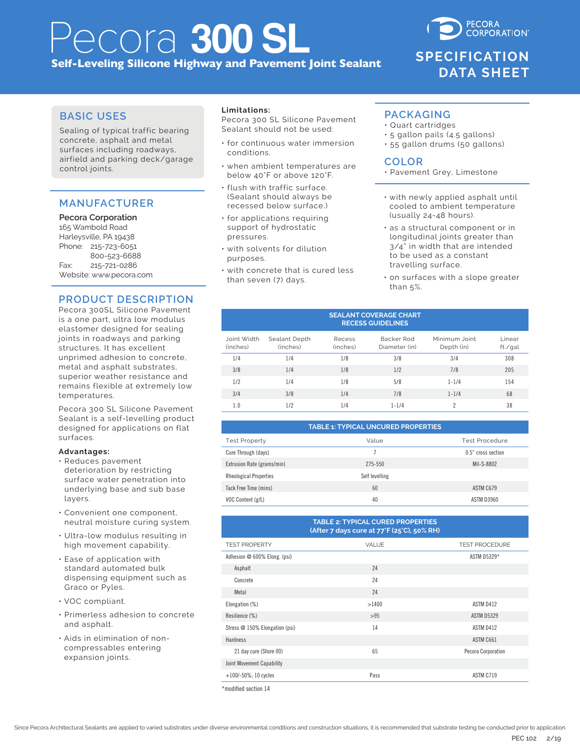# Pecora 300 SL

**Self-Leveling Silicone Highway and Pavement Joint Sealant**

PECORA CORPORATION

SPECIFICATION DATA SHEET

## BASIC USES

Sealing of typical traffic bearing concrete, asphalt and metal surfaces including roadways, airfield and parking deck/garage control joints.

## MANUFACTURER

**Pecora Corporation**
165 Wambold Road
Harleysville, PA 19438
Phone: 215-723-6051
800-523-6688
Fax: 215-721-0286
Website: www.pecora.com

## PRODUCT DESCRIPTION

Pecora 300SL Silicone Pavement is a one part, ultra low modulus elastomer designed for sealing joints in roadways and parking structures. It has excellent unprimed adhesion to concrete, metal and asphalt substrates, superior weather resistance and remains flexible at extremely low temperatures.

Pecora 300 SL Silicone Pavement Sealant is a self-levelling product designed for applications on flat surfaces.

**Advantages:**

- Reduces pavement deterioration by restricting surface water penetration into underlying base and sub base layers.
- Convenient one component, neutral moisture curing system.
- Ultra-low modulus resulting in high movement capability.
- Ease of application with standard automated bulk dispensing equipment such as Graco or Pyles.
- VOC compliant.
- Primerless adhesion to concrete and asphalt.
- Aids in elimination of non-compressables entering expansion joints.

**Limitations:**
Pecora 300 SL Silicone Pavement Sealant should not be used:

- for continuous water immersion conditions.
- when ambient temperatures are below 40˚F or above 120˚F.
- flush with traffic surface. (Sealant should always be recessed below surface.)
- for applications requiring support of hydrostatic pressures.
- with solvents for dilution purposes.
- with concrete that is cured less than seven (7) days.
- with newly applied asphalt until cooled to ambient temperature (usually 24-48 hours).
- as a structural component or in longitudinal joints greater than 3/4" in width that are intended to be used as a constant travelling surface.
- on surfaces with a slope greater than 5%.

## PACKAGING

- Quart cartridges
- 5 gallon pails (4.5 gallons)
- 55 gallon drums (50 gallons)

## COLOR

- Pavement Grey, Limestone

**SEALANT COVERAGE CHART RECESS GUIDELINES**

| Joint Width (inches) | Sealant Depth (inches) | Recess (inches) | Backer Rod Diameter (in) | Minimum Joint Depth (in) | Linear ft./gal |
|---|---|---|---|---|---|
| 1/4 | 1/4 | 1/8 | 3/8 | 3/4 | 308 |
| 3/8 | 1/4 | 1/8 | 1/2 | 7/8 | 205 |
| 1/2 | 1/4 | 1/8 | 5/8 | 1-1/4 | 154 |
| 3/4 | 3/8 | 1/4 | 7/8 | 1-1/4 | 68 |
| 1.0 | 1/2 | 1/4 | 1-1/4 | 2 | 38 |

**TABLE 1: TYPICAL UNCURED PROPERTIES**

| Test Property | Value | Test Procedure |
|---|---|---|
| Cure Through (days) | 7 | 0.5" cross section |
| Extrusion Rate (grams/min) | 275-550 | Mil-S-8802 |
| Rheological Properties | Self levelling | |
| Tack Free Time (mins) | 60 | ASTM C679 |
| VOC Content (g/L) | 40 | ASTM D3960 |

**TABLE 2: TYPICAL CURED PROPERTIES (After 7 days cure at 77˚F (25˚C), 50% RH)**

| TEST PROPERTY | VALUE | TEST PROCEDURE |
|---|---|---|
| Adhesion @ 600% Elong. (psi) | | ASTM D5329* |
| Asphalt | 24 | |
| Concrete | 24 | |
| Metal | 24 | |
| Elongation (%) | >1400 | ASTM D412 |
| Resilience (%) | >95 | ASTM D5329 |
| Stress @ 150% Elongation (psi) | 14 | ASTM D412 |
| Hardness | | ASTM C661 |
| 21 day cure (Shore 00) | 65 | Pecora Corporation |
| Joint Movement Capability | | |
| +100/-50%; 10 cycles | Pass | ASTM C719 |

*modified section 14

Since Pecora Architectural Sealants are applied to varied substrates under diverse environmental conditions and construction situations, it is recommended that substrate testing be conducted prior to application.

PEC 102 2/19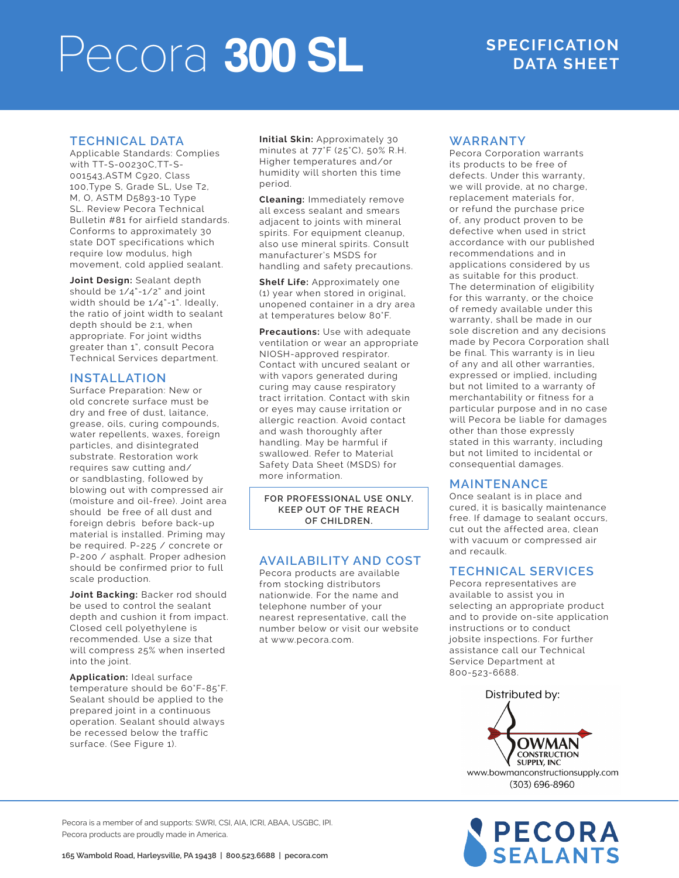# Pecora **300 SL**

## SPECIFICATION DATA SHEET

## TECHNICAL DATA

Applicable Standards: Complies with TT-S-00230C,TT-S-001543,ASTM C920, Class 100,Type S, Grade SL, Use T2, M, O, ASTM D5893-10 Type SL. Review Pecora Technical Bulletin #81 for airfield standards. Conforms to approximately 30 state DOT specifications which require low modulus, high movement, cold applied sealant.

**Joint Design:** Sealant depth should be 1/4"-1/2" and joint width should be 1/4"-1". Ideally, the ratio of joint width to sealant depth should be 2:1, when appropriate. For joint widths greater than 1", consult Pecora Technical Services department.

## INSTALLATION

Surface Preparation: New or old concrete surface must be dry and free of dust, laitance, grease, oils, curing compounds, water repellents, waxes, foreign particles, and disintegrated substrate. Restoration work requires saw cutting and/or sandblasting, followed by blowing out with compressed air (moisture and oil-free). Joint area should be free of all dust and foreign debris before back-up material is installed. Priming may be required. P-225 / concrete or P-200 / asphalt. Proper adhesion should be confirmed prior to full scale production.

**Joint Backing:** Backer rod should be used to control the sealant depth and cushion it from impact. Closed cell polyethylene is recommended. Use a size that will compress 25% when inserted into the joint.

**Application:** Ideal surface temperature should be 60°F-85°F. Sealant should be applied to the prepared joint in a continuous operation. Sealant should always be recessed below the traffic surface. (See Figure 1).

**Initial Skin:** Approximately 30 minutes at 77°F (25°C), 50% R.H. Higher temperatures and/or humidity will shorten this time period.

**Cleaning:** Immediately remove all excess sealant and smears adjacent to joints with mineral spirits. For equipment cleanup, also use mineral spirits. Consult manufacturer's MSDS for handling and safety precautions.

**Shelf Life:** Approximately one (1) year when stored in original, unopened container in a dry area at temperatures below 80°F.

**Precautions:** Use with adequate ventilation or wear an appropriate NIOSH-approved respirator. Contact with uncured sealant or with vapors generated during curing may cause respiratory tract irritation. Contact with skin or eyes may cause irritation or allergic reaction. Avoid contact and wash thoroughly after handling. May be harmful if swallowed. Refer to Material Safety Data Sheet (MSDS) for more information.

**FOR PROFESSIONAL USE ONLY. KEEP OUT OF THE REACH OF CHILDREN.**

## AVAILABILITY AND COST

Pecora products are available from stocking distributors nationwide. For the name and telephone number of your nearest representative, call the number below or visit our website at www.pecora.com.

## WARRANTY

Pecora Corporation warrants its products to be free of defects. Under this warranty, we will provide, at no charge, replacement materials for, or refund the purchase price of, any product proven to be defective when used in strict accordance with our published recommendations and in applications considered by us as suitable for this product. The determination of eligibility for this warranty, or the choice of remedy available under this warranty, shall be made in our sole discretion and any decisions made by Pecora Corporation shall be final. This warranty is in lieu of any and all other warranties, expressed or implied, including but not limited to a warranty of merchantability or fitness for a particular purpose and in no case will Pecora be liable for damages other than those expressly stated in this warranty, including but not limited to incidental or consequential damages.

## MAINTENANCE

Once sealant is in place and cured, it is basically maintenance free. If damage to sealant occurs, cut out the affected area, clean with vacuum or compressed air and recaulk.

## TECHNICAL SERVICES

Pecora representatives are available to assist you in selecting an appropriate product and to provide on-site application instructions or to conduct jobsite inspections. For further assistance call our Technical Service Department at 800-523-6688.

Distributed by:

BOWMAN CONSTRUCTION SUPPLY, INC
www.bowmanconstructionsupply.com
(303) 696-8960

Pecora is a member of and supports: SWRI, CSI, AIA, ICRI, ABAA, USGBC, IPI.
Pecora products are proudly made in America.

165 Wambold Road, Harleysville, PA 19438 | 800.523.6688 | pecora.com

PECORA SEALANTS